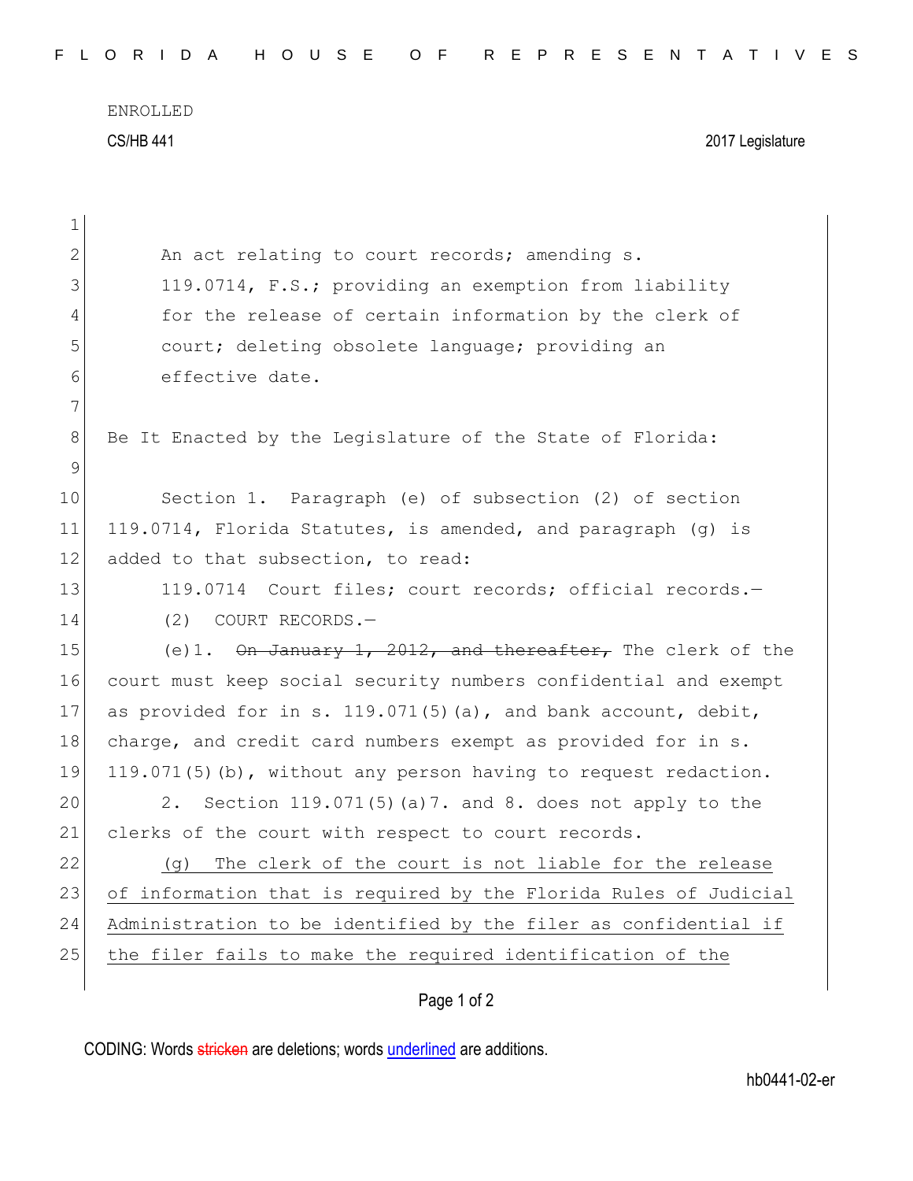ENROLLED

CS/HB 441 2017 Legislature

An act relating to court records; amending s. 119.0714, F.S.; providing an exemption from liability for the release of certain information by the clerk of court; deleting obsolete language; providing an effective date.

Be It Enacted by the Legislature of the State of Florida:

Section 1. Paragraph (e) of subsection (2) of section 119.0714, Florida Statutes, is amended, and paragraph (g) is added to that subsection, to read:

119.0714 Court files; court records; official records.—

(2) COURT RECORDS.—

(e)1. ~~On January 1, 2012, and thereafter,~~ The clerk of the court must keep social security numbers confidential and exempt as provided for in s. 119.071(5)(a), and bank account, debit, charge, and credit card numbers exempt as provided for in s. 119.071(5)(b), without any person having to request redaction.

2. Section 119.071(5)(a)7. and 8. does not apply to the clerks of the court with respect to court records.

<u>(g) The clerk of the court is not liable for the release of information that is required by the Florida Rules of Judicial Administration to be identified by the filer as confidential if the filer fails to make the required identification of the</u>

CODING: Words ~~stricken~~ are deletions; words <u>underlined</u> are additions.

hb0441-02-er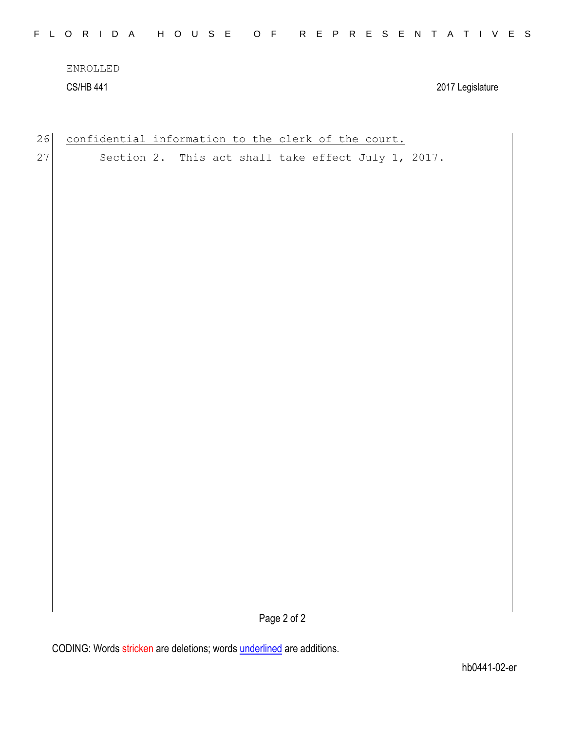ENROLLED

CS/HB 441 2017 Legislature

26 <u>confidential information to the clerk of the court.</u>

27 Section 2. This act shall take effect July 1, 2017.

CODING: Words ~~stricken~~ are deletions; words <u>underlined</u> are additions.

hb0441-02-er